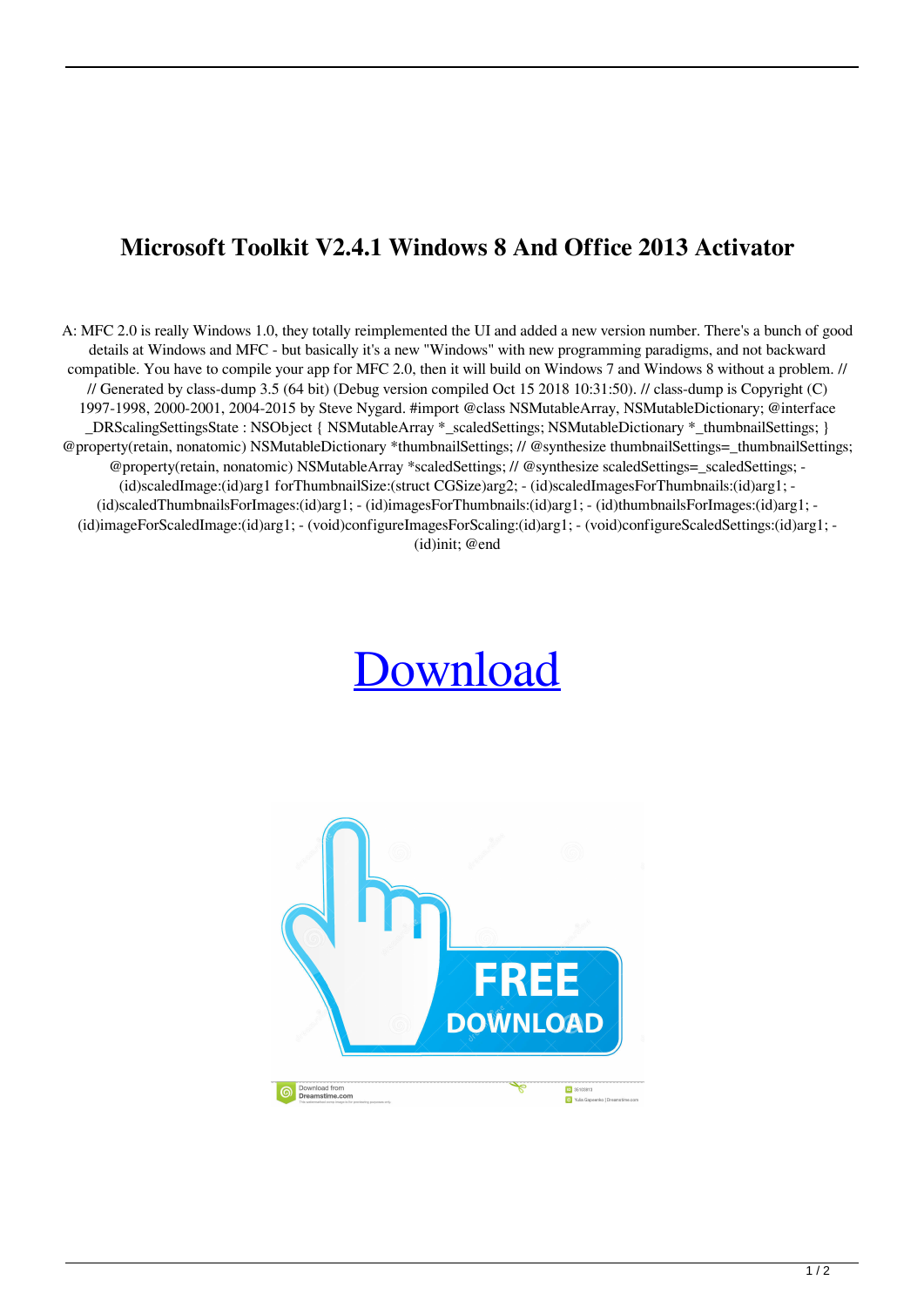# Microsoft Toolkit V2.4.1 Windows 8 And Office 2013 Activator

A: MFC 2.0 is really Windows 1.0, they totally reimplemented the UI and added a new version number. There's a bunch of good details at Windows and MFC - but basically it's a new "Windows" with new programming paradigms, and not backward compatible. You have to compile your app for MFC 2.0, then it will build on Windows 7 and Windows 8 without a problem. // // Generated by class-dump 3.5 (64 bit) (Debug version compiled Oct 15 2018 10:31:50). // class-dump is Copyright (C) 1997-1998, 2000-2001, 2004-2015 by Steve Nygard. #import @class NSMutableArray, NSMutableDictionary; @interface _DRScalingSettingsState : NSObject { NSMutableArray *_scaledSettings; NSMutableDictionary *_thumbnailSettings; } @property(retain, nonatomic) NSMutableDictionary *thumbnailSettings; // @synthesize thumbnailSettings=_thumbnailSettings; @property(retain, nonatomic) NSMutableArray *scaledSettings; // @synthesize scaledSettings=_scaledSettings; - (id)scaledImage:(id)arg1 forThumbnailSize:(struct CGSize)arg2; - (id)scaledImagesForThumbnails:(id)arg1; - (id)scaledThumbnailsForImages:(id)arg1; - (id)imagesForThumbnails:(id)arg1; - (id)thumbnailsForImages:(id)arg1; - (id)imageForScaledImage:(id)arg1; - (void)configureImagesForScaling:(id)arg1; - (void)configureScaledSettings:(id)arg1; - (id)init; @end

Download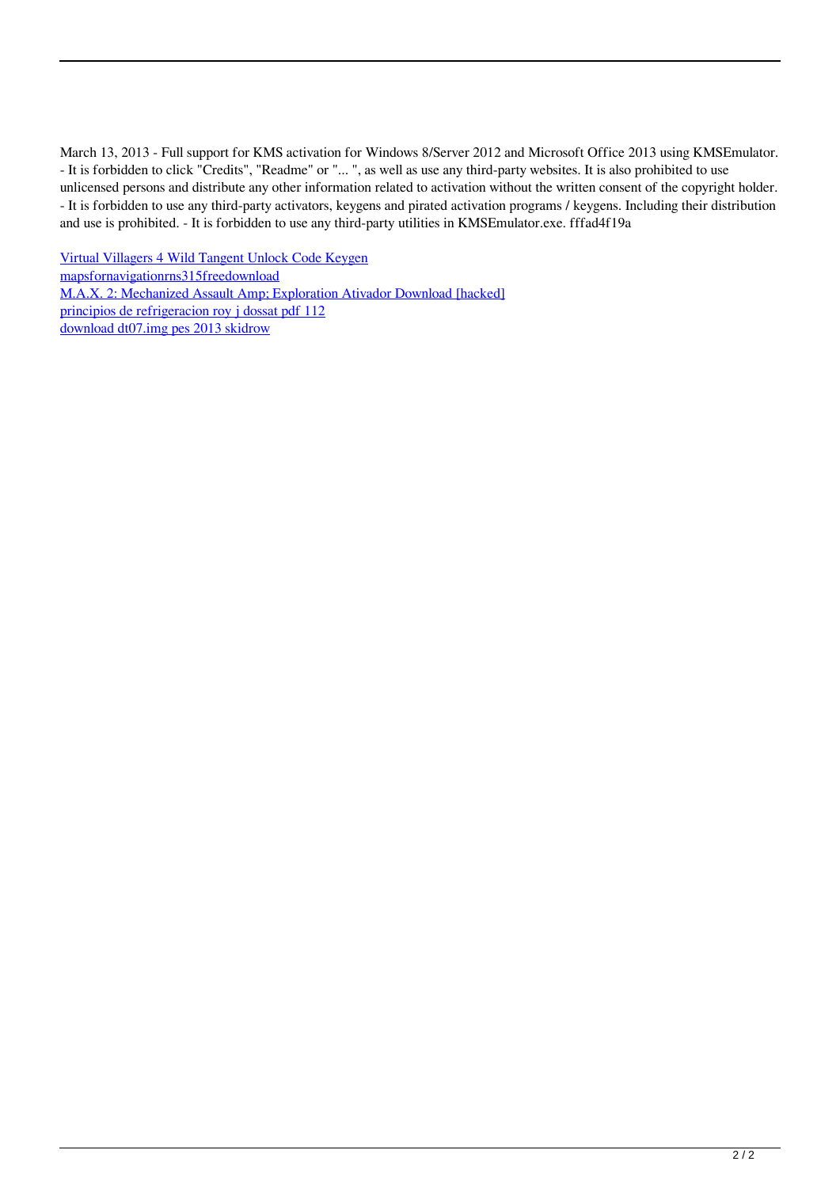March 13, 2013 - Full support for KMS activation for Windows 8/Server 2012 and Microsoft Office 2013 using KMSEmulator. - It is forbidden to click "Credits", "Readme" or "... ", as well as use any third-party websites. It is also prohibited to use unlicensed persons and distribute any other information related to activation without the written consent of the copyright holder. - It is forbidden to use any third-party activators, keygens and pirated activation programs / keygens. Including their distribution and use is prohibited. - It is forbidden to use any third-party utilities in KMSEmulator.exe. fffad4f19a

Virtual Villagers 4 Wild Tangent Unlock Code Keygen
mapsfornavigationrns315freedownload
M.A.X. 2: Mechanized Assault Amp; Exploration Ativador Download [hacked]
principios de refrigeracion roy j dossat pdf 112
download dt07.img pes 2013 skidrow